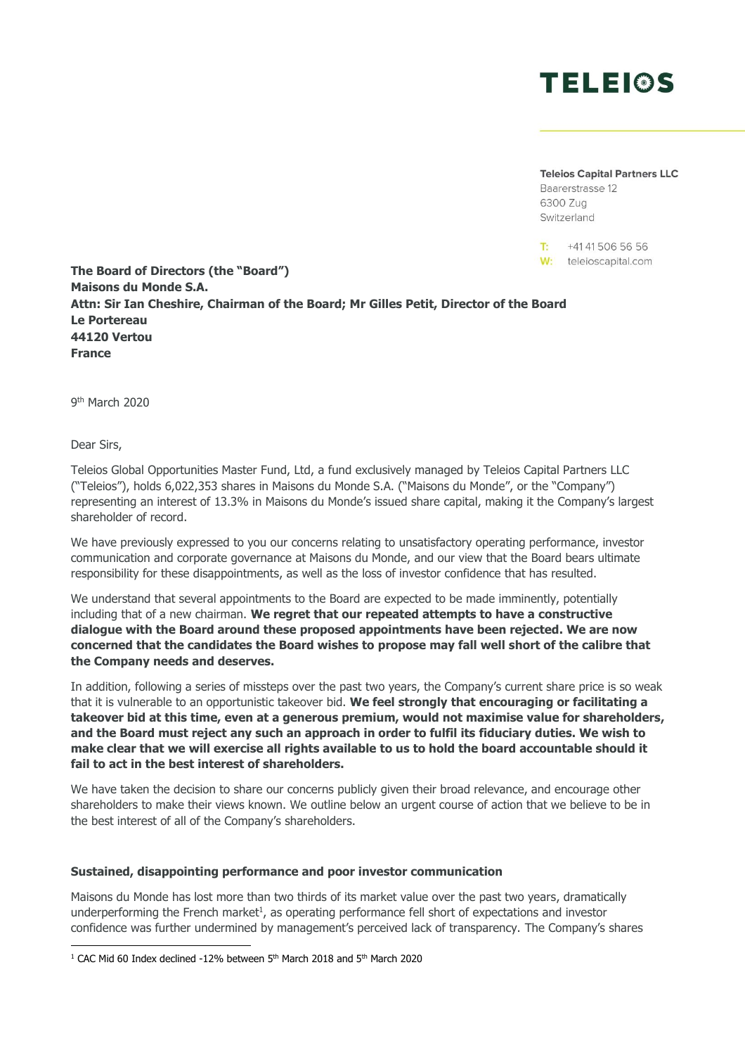**TELEIOS**

**Teleios Capital Partners LLC**
Baarerstrasse 12
6300 Zug
Switzerland

T: +41 41 506 56 56
W: teleioscapital.com

**The Board of Directors (the "Board")**
**Maisons du Monde S.A.**
**Attn: Sir Ian Cheshire, Chairman of the Board; Mr Gilles Petit, Director of the Board**
**Le Portereau**
**44120 Vertou**
**France**

9th March 2020

Dear Sirs,

Teleios Global Opportunities Master Fund, Ltd, a fund exclusively managed by Teleios Capital Partners LLC ("Teleios"), holds 6,022,353 shares in Maisons du Monde S.A. ("Maisons du Monde", or the "Company") representing an interest of 13.3% in Maisons du Monde's issued share capital, making it the Company's largest shareholder of record.

We have previously expressed to you our concerns relating to unsatisfactory operating performance, investor communication and corporate governance at Maisons du Monde, and our view that the Board bears ultimate responsibility for these disappointments, as well as the loss of investor confidence that has resulted.

We understand that several appointments to the Board are expected to be made imminently, potentially including that of a new chairman. **We regret that our repeated attempts to have a constructive dialogue with the Board around these proposed appointments have been rejected. We are now concerned that the candidates the Board wishes to propose may fall well short of the calibre that the Company needs and deserves.**

In addition, following a series of missteps over the past two years, the Company's current share price is so weak that it is vulnerable to an opportunistic takeover bid. **We feel strongly that encouraging or facilitating a takeover bid at this time, even at a generous premium, would not maximise value for shareholders, and the Board must reject any such an approach in order to fulfil its fiduciary duties. We wish to make clear that we will exercise all rights available to us to hold the board accountable should it fail to act in the best interest of shareholders.**

We have taken the decision to share our concerns publicly given their broad relevance, and encourage other shareholders to make their views known. We outline below an urgent course of action that we believe to be in the best interest of all of the Company's shareholders.

### Sustained, disappointing performance and poor investor communication

Maisons du Monde has lost more than two thirds of its market value over the past two years, dramatically underperforming the French market[1], as operating performance fell short of expectations and investor confidence was further undermined by management's perceived lack of transparency. The Company's shares

[1] CAC Mid 60 Index declined -12% between 5th March 2018 and 5th March 2020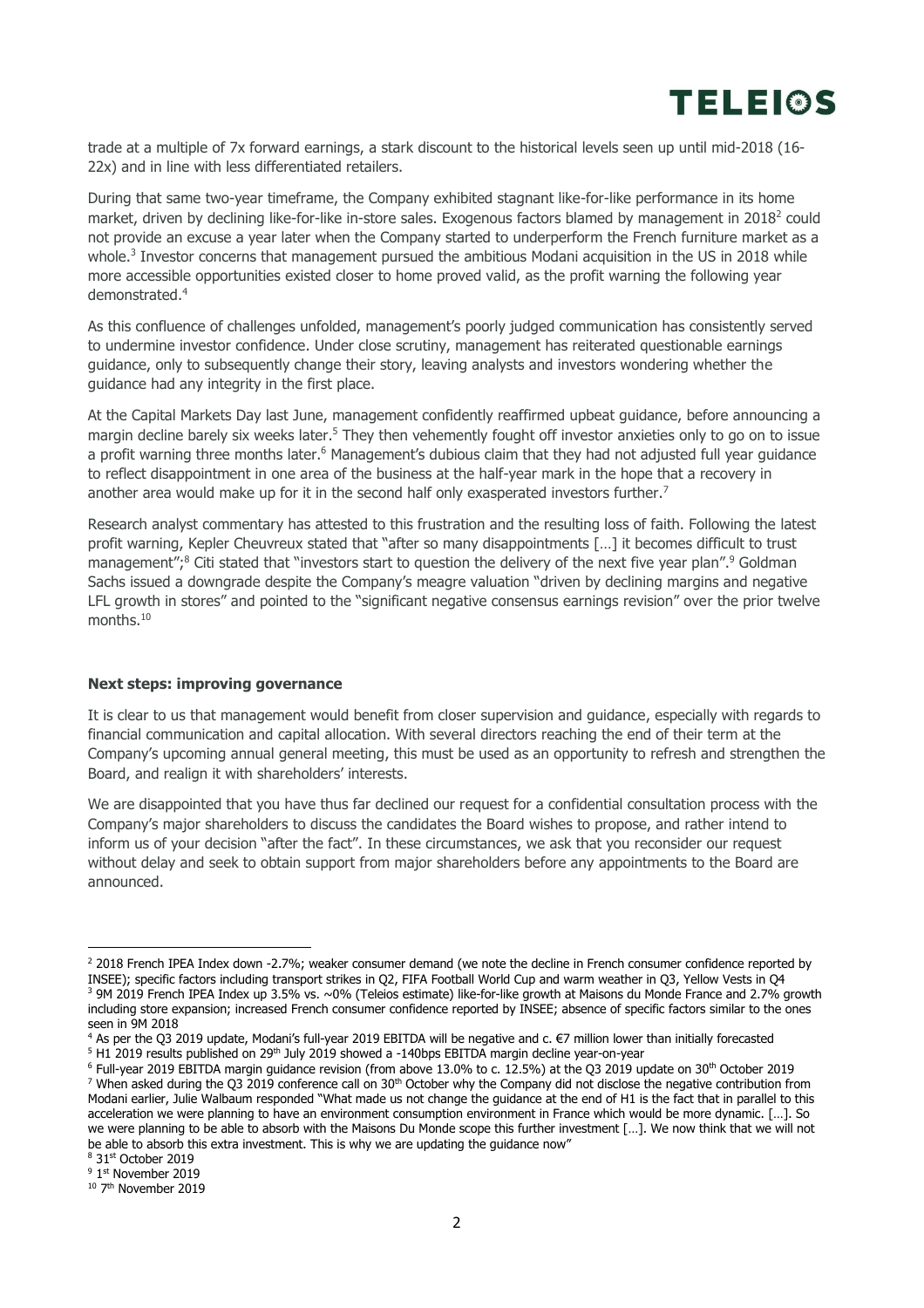trade at a multiple of 7x forward earnings, a stark discount to the historical levels seen up until mid-2018 (16-22x) and in line with less differentiated retailers.

During that same two-year timeframe, the Company exhibited stagnant like-for-like performance in its home market, driven by declining like-for-like in-store sales. Exogenous factors blamed by management in 2018[2] could not provide an excuse a year later when the Company started to underperform the French furniture market as a whole.[3] Investor concerns that management pursued the ambitious Modani acquisition in the US in 2018 while more accessible opportunities existed closer to home proved valid, as the profit warning the following year demonstrated.[4]

As this confluence of challenges unfolded, management's poorly judged communication has consistently served to undermine investor confidence. Under close scrutiny, management has reiterated questionable earnings guidance, only to subsequently change their story, leaving analysts and investors wondering whether the guidance had any integrity in the first place.

At the Capital Markets Day last June, management confidently reaffirmed upbeat guidance, before announcing a margin decline barely six weeks later.[5] They then vehemently fought off investor anxieties only to go on to issue a profit warning three months later.[6] Management's dubious claim that they had not adjusted full year guidance to reflect disappointment in one area of the business at the half-year mark in the hope that a recovery in another area would make up for it in the second half only exasperated investors further.[7]

Research analyst commentary has attested to this frustration and the resulting loss of faith. Following the latest profit warning, Kepler Cheuvreux stated that "after so many disappointments […] it becomes difficult to trust management";[8] Citi stated that "investors start to question the delivery of the next five year plan".[9] Goldman Sachs issued a downgrade despite the Company's meagre valuation "driven by declining margins and negative LFL growth in stores" and pointed to the "significant negative consensus earnings revision" over the prior twelve months.[10]

**Next steps: improving governance**

It is clear to us that management would benefit from closer supervision and guidance, especially with regards to financial communication and capital allocation. With several directors reaching the end of their term at the Company's upcoming annual general meeting, this must be used as an opportunity to refresh and strengthen the Board, and realign it with shareholders' interests.

We are disappointed that you have thus far declined our request for a confidential consultation process with the Company's major shareholders to discuss the candidates the Board wishes to propose, and rather intend to inform us of your decision "after the fact". In these circumstances, we ask that you reconsider our request without delay and seek to obtain support from major shareholders before any appointments to the Board are announced.

---

[2] 2018 French IPEA Index down -2.7%; weaker consumer demand (we note the decline in French consumer confidence reported by INSEE); specific factors including transport strikes in Q2, FIFA Football World Cup and warm weather in Q3, Yellow Vests in Q4

[3] 9M 2019 French IPEA Index up 3.5% vs. ~0% (Teleios estimate) like-for-like growth at Maisons du Monde France and 2.7% growth including store expansion; increased French consumer confidence reported by INSEE; absence of specific factors similar to the ones seen in 9M 2018

[4] As per the Q3 2019 update, Modani's full-year 2019 EBITDA will be negative and c. €7 million lower than initially forecasted

[5] H1 2019 results published on 29th July 2019 showed a -140bps EBITDA margin decline year-on-year

[6] Full-year 2019 EBITDA margin guidance revision (from above 13.0% to c. 12.5%) at the Q3 2019 update on 30th October 2019

[7] When asked during the Q3 2019 conference call on 30th October why the Company did not disclose the negative contribution from Modani earlier, Julie Walbaum responded "What made us not change the guidance at the end of H1 is the fact that in parallel to this acceleration we were planning to have an environment consumption environment in France which would be more dynamic. […]. So we were planning to be able to absorb with the Maisons Du Monde scope this further investment […]. We now think that we will not be able to absorb this extra investment. This is why we are updating the guidance now"

[8] 31st October 2019

[9] 1st November 2019

[10] 7th November 2019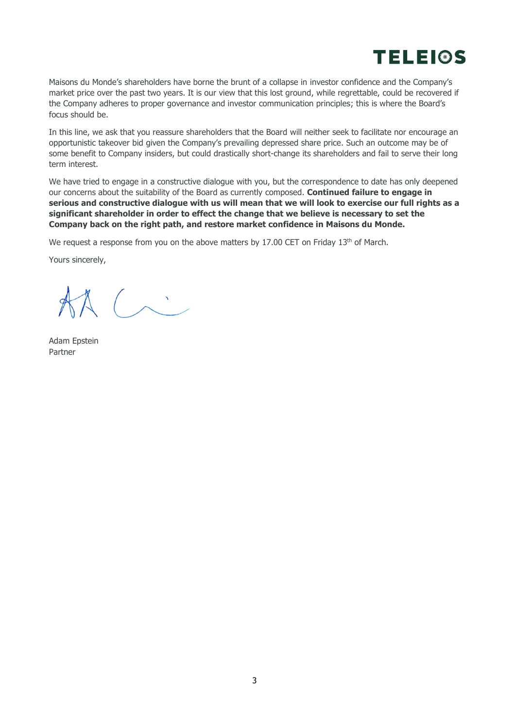Maisons du Monde's shareholders have borne the brunt of a collapse in investor confidence and the Company's market price over the past two years. It is our view that this lost ground, while regrettable, could be recovered if the Company adheres to proper governance and investor communication principles; this is where the Board's focus should be.

In this line, we ask that you reassure shareholders that the Board will neither seek to facilitate nor encourage an opportunistic takeover bid given the Company's prevailing depressed share price. Such an outcome may be of some benefit to Company insiders, but could drastically short-change its shareholders and fail to serve their long term interest.

We have tried to engage in a constructive dialogue with you, but the correspondence to date has only deepened our concerns about the suitability of the Board as currently composed. **Continued failure to engage in serious and constructive dialogue with us will mean that we will look to exercise our full rights as a significant shareholder in order to effect the change that we believe is necessary to set the Company back on the right path, and restore market confidence in Maisons du Monde.**

We request a response from you on the above matters by 17.00 CET on Friday 13th of March.

Yours sincerely,

Adam Epstein
Partner